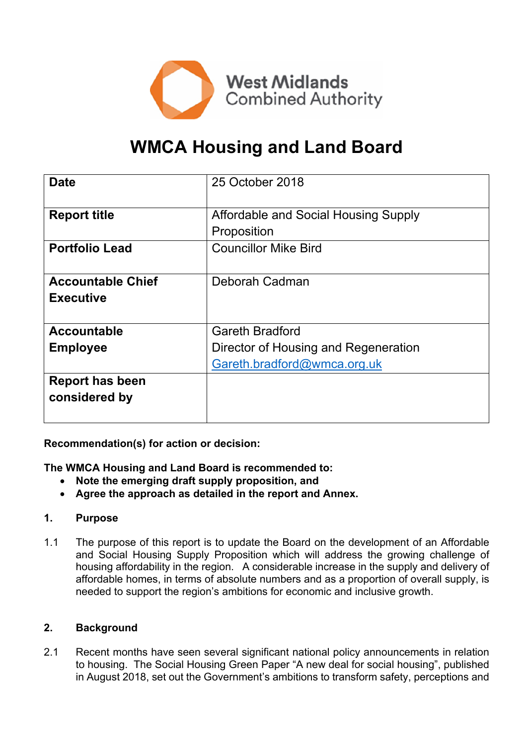West Midlands Combined Authority

# WMCA Housing and Land Board

| | |
|---|---|
| **Date** | 25 October 2018 |
| **Report title** | Affordable and Social Housing Supply Proposition |
| **Portfolio Lead** | Councillor Mike Bird |
| **Accountable Chief Executive** | Deborah Cadman |
| **Accountable Employee** | Gareth Bradford<br>Director of Housing and Regeneration<br>Gareth.bradford@wmca.org.uk |
| **Report has been considered by** | |

**Recommendation(s) for action or decision:**

**The WMCA Housing and Land Board is recommended to:**

- **Note the emerging draft supply proposition, and**
- **Agree the approach as detailed in the report and Annex.**

## 1. Purpose

1.1 The purpose of this report is to update the Board on the development of an Affordable and Social Housing Supply Proposition which will address the growing challenge of housing affordability in the region. A considerable increase in the supply and delivery of affordable homes, in terms of absolute numbers and as a proportion of overall supply, is needed to support the region's ambitions for economic and inclusive growth.

## 2. Background

2.1 Recent months have seen several significant national policy announcements in relation to housing. The Social Housing Green Paper "A new deal for social housing", published in August 2018, set out the Government's ambitions to transform safety, perceptions and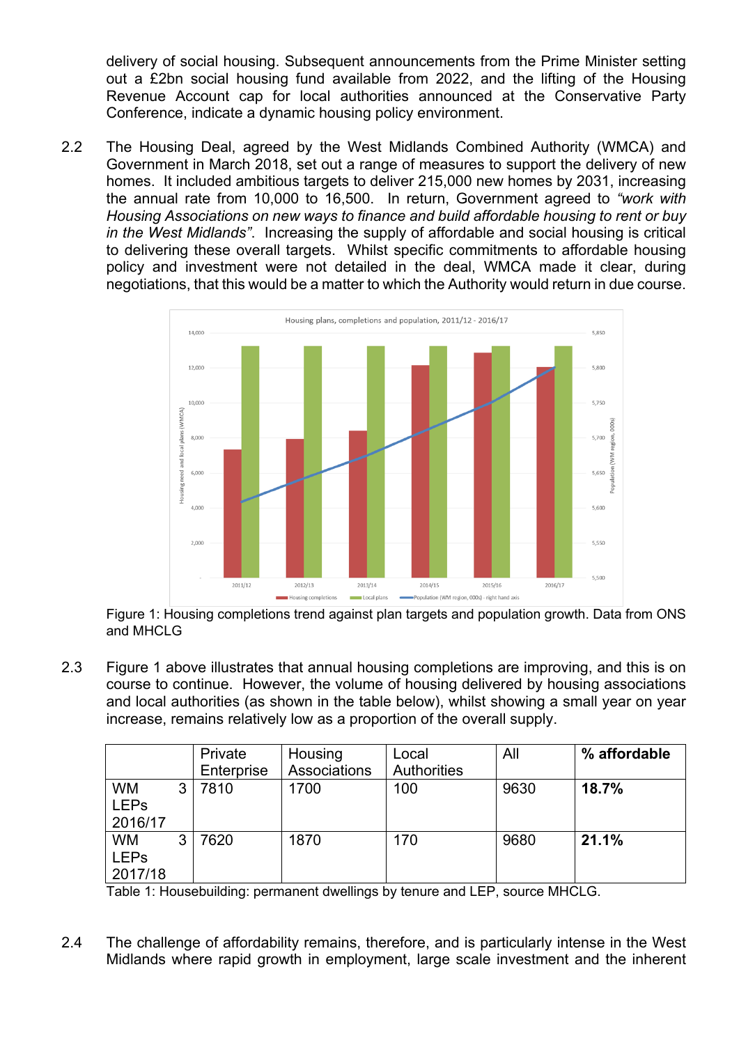delivery of social housing. Subsequent announcements from the Prime Minister setting out a £2bn social housing fund available from 2022, and the lifting of the Housing Revenue Account cap for local authorities announced at the Conservative Party Conference, indicate a dynamic housing policy environment.

2.2 The Housing Deal, agreed by the West Midlands Combined Authority (WMCA) and Government in March 2018, set out a range of measures to support the delivery of new homes. It included ambitious targets to deliver 215,000 new homes by 2031, increasing the annual rate from 10,000 to 16,500. In return, Government agreed to *"work with Housing Associations on new ways to finance and build affordable housing to rent or buy in the West Midlands"*. Increasing the supply of affordable and social housing is critical to delivering these overall targets. Whilst specific commitments to affordable housing policy and investment were not detailed in the deal, WMCA made it clear, during negotiations, that this would be a matter to which the Authority would return in due course.

Figure 1: Housing completions trend against plan targets and population growth. Data from ONS and MHCLG

2.3 Figure 1 above illustrates that annual housing completions are improving, and this is on course to continue. However, the volume of housing delivered by housing associations and local authorities (as shown in the table below), whilst showing a small year on year increase, remains relatively low as a proportion of the overall supply.

| | Private Enterprise | Housing Associations | Local Authorities | All | **% affordable** |
|---|---|---|---|---|---|
| WM 3 LEPs 2016/17 | 7810 | 1700 | 100 | 9630 | **18.7%** |
| WM 3 LEPs 2017/18 | 7620 | 1870 | 170 | 9680 | **21.1%** |

Table 1: Housebuilding: permanent dwellings by tenure and LEP, source MHCLG.

2.4 The challenge of affordability remains, therefore, and is particularly intense in the West Midlands where rapid growth in employment, large scale investment and the inherent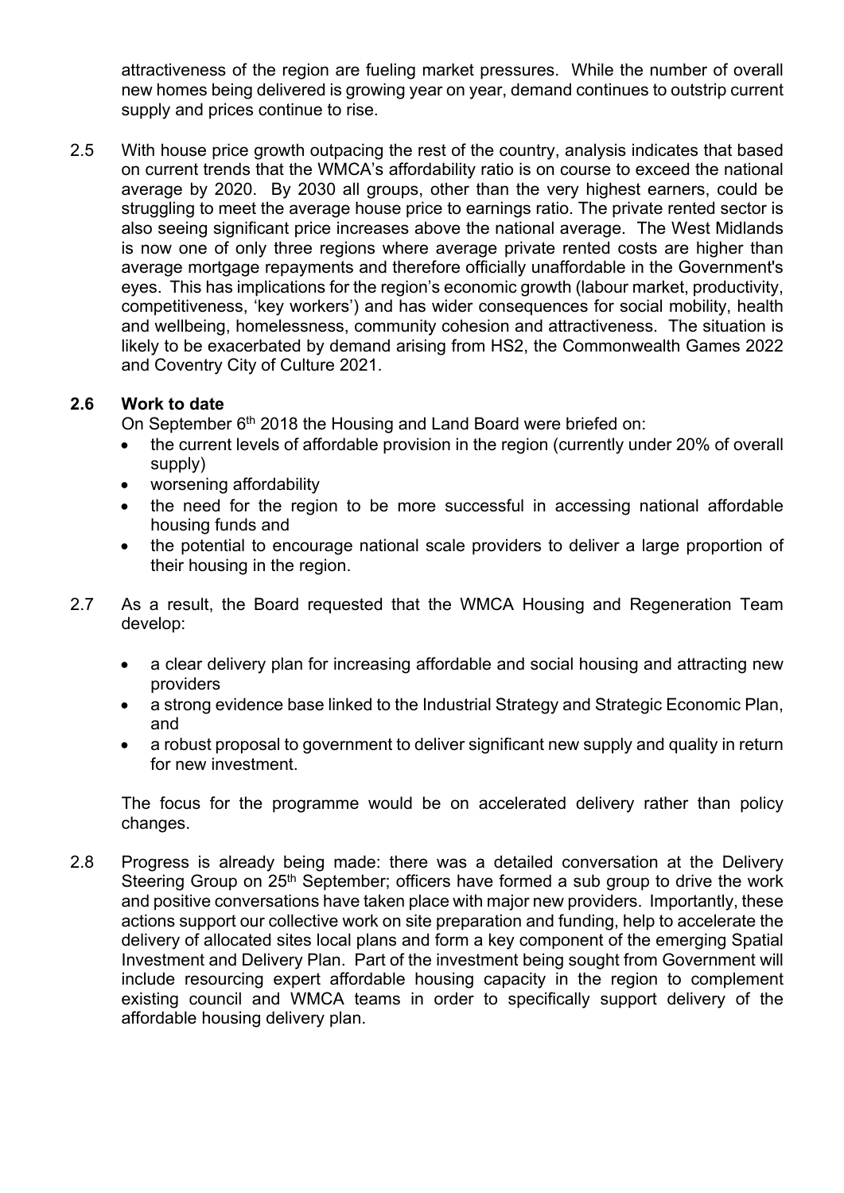attractiveness of the region are fueling market pressures. While the number of overall new homes being delivered is growing year on year, demand continues to outstrip current supply and prices continue to rise.

2.5 With house price growth outpacing the rest of the country, analysis indicates that based on current trends that the WMCA's affordability ratio is on course to exceed the national average by 2020. By 2030 all groups, other than the very highest earners, could be struggling to meet the average house price to earnings ratio. The private rented sector is also seeing significant price increases above the national average. The West Midlands is now one of only three regions where average private rented costs are higher than average mortgage repayments and therefore officially unaffordable in the Government's eyes. This has implications for the region's economic growth (labour market, productivity, competitiveness, 'key workers') and has wider consequences for social mobility, health and wellbeing, homelessness, community cohesion and attractiveness. The situation is likely to be exacerbated by demand arising from HS2, the Commonwealth Games 2022 and Coventry City of Culture 2021.

**2.6 Work to date**

On September 6th 2018 the Housing and Land Board were briefed on:

- the current levels of affordable provision in the region (currently under 20% of overall supply)
- worsening affordability
- the need for the region to be more successful in accessing national affordable housing funds and
- the potential to encourage national scale providers to deliver a large proportion of their housing in the region.

2.7 As a result, the Board requested that the WMCA Housing and Regeneration Team develop:

- a clear delivery plan for increasing affordable and social housing and attracting new providers
- a strong evidence base linked to the Industrial Strategy and Strategic Economic Plan, and
- a robust proposal to government to deliver significant new supply and quality in return for new investment.

The focus for the programme would be on accelerated delivery rather than policy changes.

2.8 Progress is already being made: there was a detailed conversation at the Delivery Steering Group on 25th September; officers have formed a sub group to drive the work and positive conversations have taken place with major new providers. Importantly, these actions support our collective work on site preparation and funding, help to accelerate the delivery of allocated sites local plans and form a key component of the emerging Spatial Investment and Delivery Plan. Part of the investment being sought from Government will include resourcing expert affordable housing capacity in the region to complement existing council and WMCA teams in order to specifically support delivery of the affordable housing delivery plan.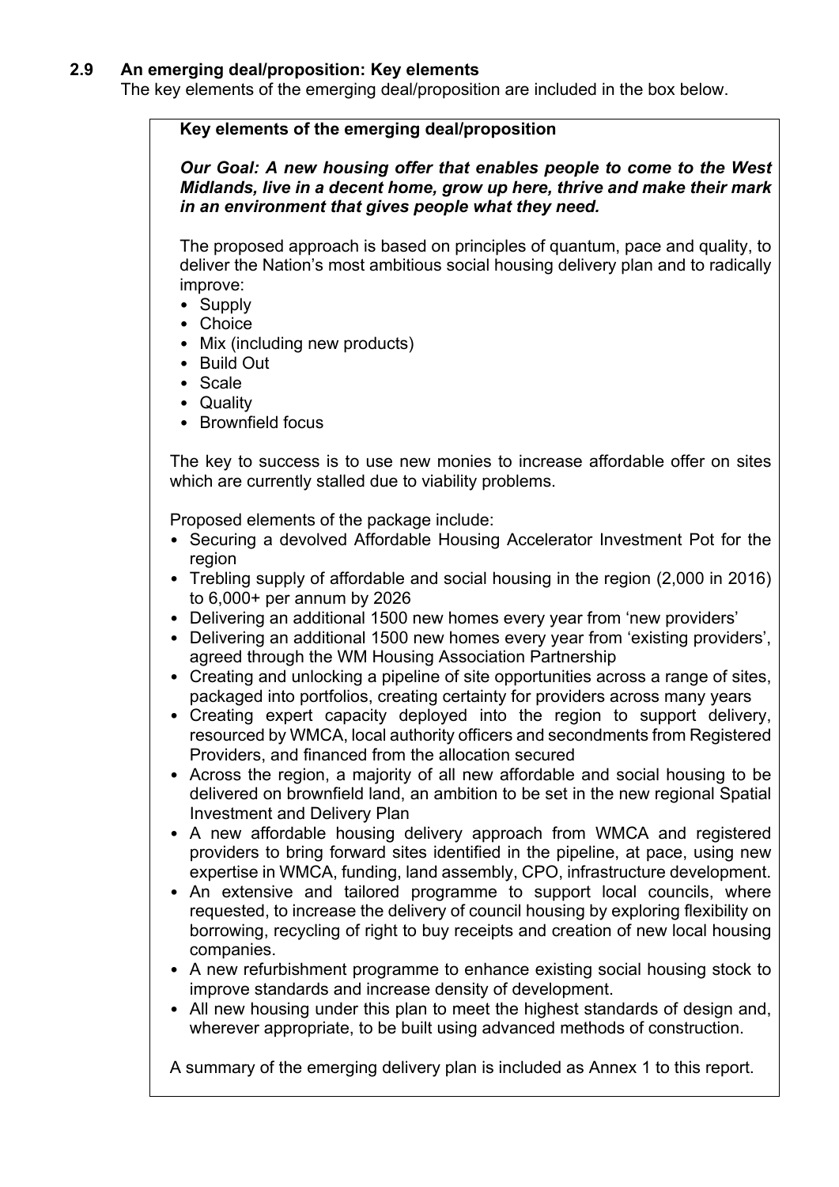### 2.9 An emerging deal/proposition: Key elements

The key elements of the emerging deal/proposition are included in the box below.

**Key elements of the emerging deal/proposition**

***Our Goal: A new housing offer that enables people to come to the West Midlands, live in a decent home, grow up here, thrive and make their mark in an environment that gives people what they need.***

The proposed approach is based on principles of quantum, pace and quality, to deliver the Nation's most ambitious social housing delivery plan and to radically improve:

- Supply
- Choice
- Mix (including new products)
- Build Out
- Scale
- Quality
- Brownfield focus

The key to success is to use new monies to increase affordable offer on sites which are currently stalled due to viability problems.

Proposed elements of the package include:

- Securing a devolved Affordable Housing Accelerator Investment Pot for the region
- Trebling supply of affordable and social housing in the region (2,000 in 2016) to 6,000+ per annum by 2026
- Delivering an additional 1500 new homes every year from 'new providers'
- Delivering an additional 1500 new homes every year from 'existing providers', agreed through the WM Housing Association Partnership
- Creating and unlocking a pipeline of site opportunities across a range of sites, packaged into portfolios, creating certainty for providers across many years
- Creating expert capacity deployed into the region to support delivery, resourced by WMCA, local authority officers and secondments from Registered Providers, and financed from the allocation secured
- Across the region, a majority of all new affordable and social housing to be delivered on brownfield land, an ambition to be set in the new regional Spatial Investment and Delivery Plan
- A new affordable housing delivery approach from WMCA and registered providers to bring forward sites identified in the pipeline, at pace, using new expertise in WMCA, funding, land assembly, CPO, infrastructure development.
- An extensive and tailored programme to support local councils, where requested, to increase the delivery of council housing by exploring flexibility on borrowing, recycling of right to buy receipts and creation of new local housing companies.
- A new refurbishment programme to enhance existing social housing stock to improve standards and increase density of development.
- All new housing under this plan to meet the highest standards of design and, wherever appropriate, to be built using advanced methods of construction.

A summary of the emerging delivery plan is included as Annex 1 to this report.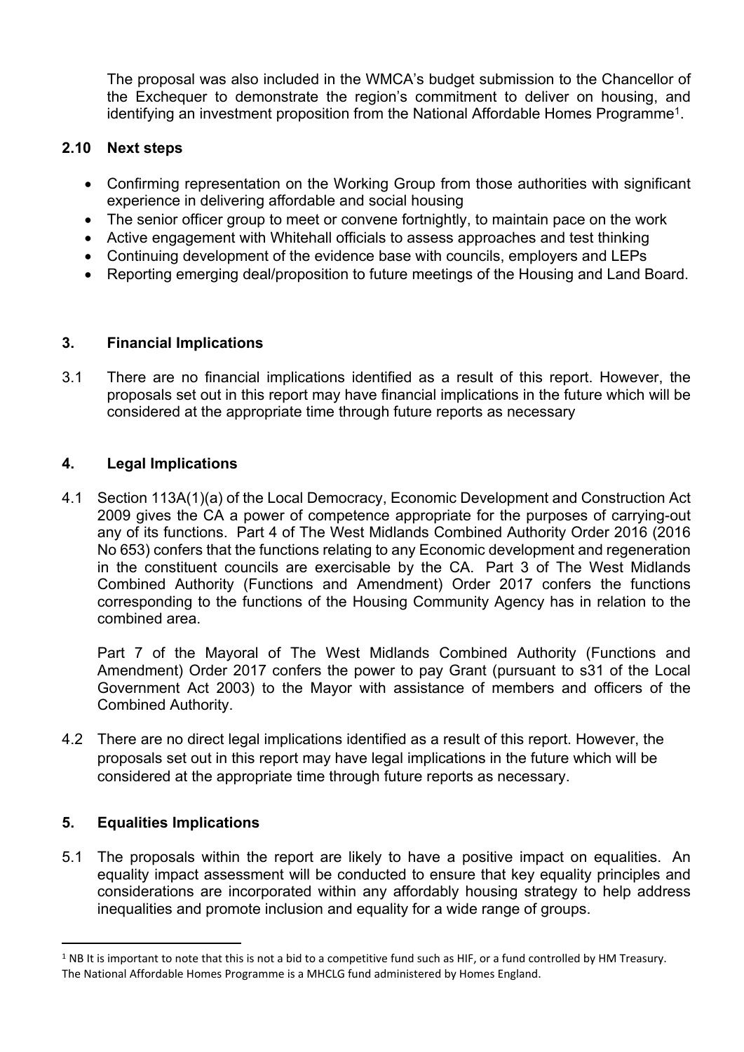The proposal was also included in the WMCA's budget submission to the Chancellor of the Exchequer to demonstrate the region's commitment to deliver on housing, and identifying an investment proposition from the National Affordable Homes Programme[1].

### 2.10 Next steps

- Confirming representation on the Working Group from those authorities with significant experience in delivering affordable and social housing
- The senior officer group to meet or convene fortnightly, to maintain pace on the work
- Active engagement with Whitehall officials to assess approaches and test thinking
- Continuing development of the evidence base with councils, employers and LEPs
- Reporting emerging deal/proposition to future meetings of the Housing and Land Board.

## 3. Financial Implications

3.1 There are no financial implications identified as a result of this report. However, the proposals set out in this report may have financial implications in the future which will be considered at the appropriate time through future reports as necessary

## 4. Legal Implications

4.1 Section 113A(1)(a) of the Local Democracy, Economic Development and Construction Act 2009 gives the CA a power of competence appropriate for the purposes of carrying-out any of its functions. Part 4 of The West Midlands Combined Authority Order 2016 (2016 No 653) confers that the functions relating to any Economic development and regeneration in the constituent councils are exercisable by the CA. Part 3 of The West Midlands Combined Authority (Functions and Amendment) Order 2017 confers the functions corresponding to the functions of the Housing Community Agency has in relation to the combined area.

Part 7 of the Mayoral of The West Midlands Combined Authority (Functions and Amendment) Order 2017 confers the power to pay Grant (pursuant to s31 of the Local Government Act 2003) to the Mayor with assistance of members and officers of the Combined Authority.

4.2 There are no direct legal implications identified as a result of this report. However, the proposals set out in this report may have legal implications in the future which will be considered at the appropriate time through future reports as necessary.

## 5. Equalities Implications

5.1 The proposals within the report are likely to have a positive impact on equalities. An equality impact assessment will be conducted to ensure that key equality principles and considerations are incorporated within any affordably housing strategy to help address inequalities and promote inclusion and equality for a wide range of groups.

---

[1] NB It is important to note that this is not a bid to a competitive fund such as HIF, or a fund controlled by HM Treasury. The National Affordable Homes Programme is a MHCLG fund administered by Homes England.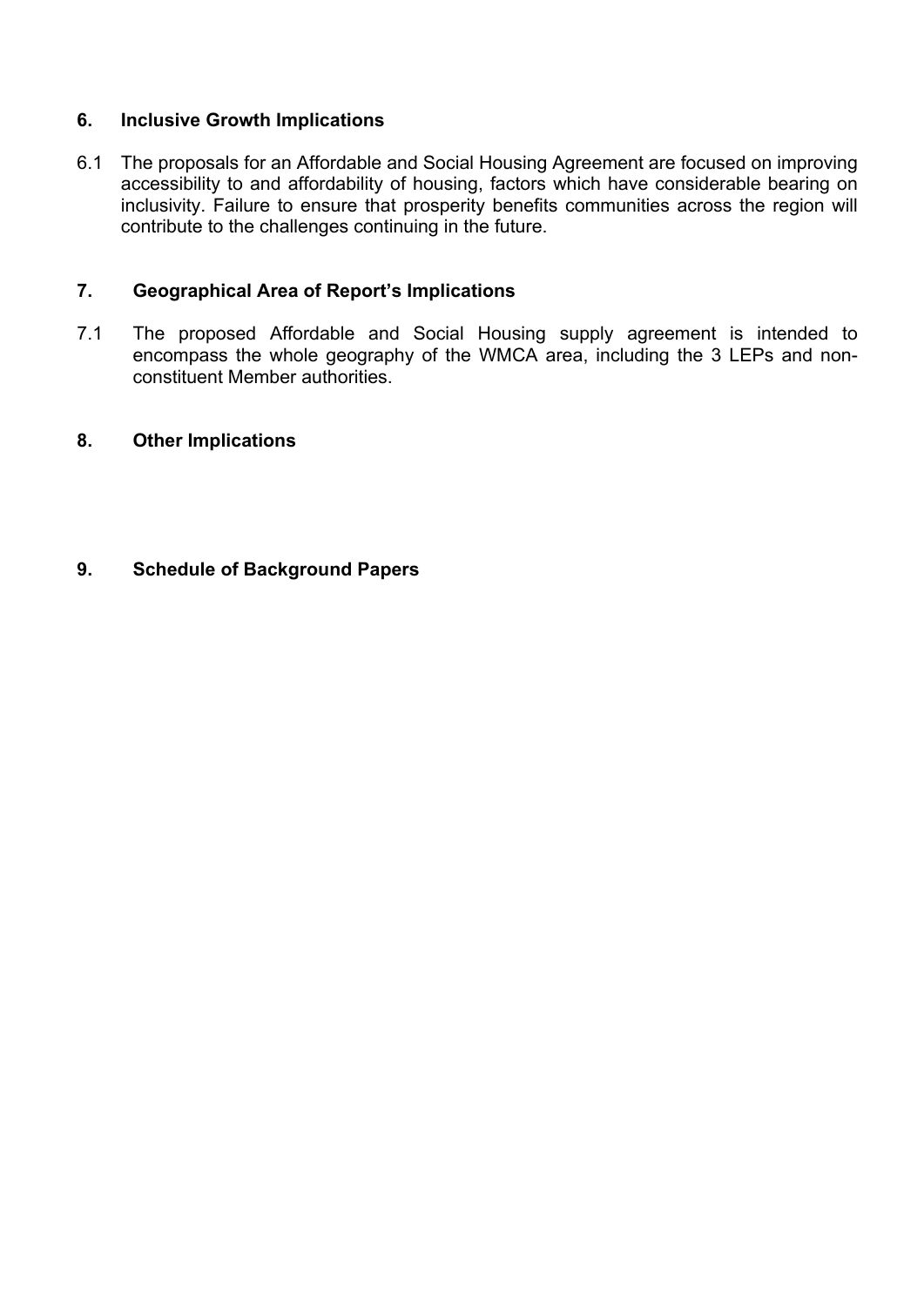## 6. Inclusive Growth Implications

6.1 The proposals for an Affordable and Social Housing Agreement are focused on improving accessibility to and affordability of housing, factors which have considerable bearing on inclusivity. Failure to ensure that prosperity benefits communities across the region will contribute to the challenges continuing in the future.

## 7. Geographical Area of Report's Implications

7.1 The proposed Affordable and Social Housing supply agreement is intended to encompass the whole geography of the WMCA area, including the 3 LEPs and non-constituent Member authorities.

## 8. Other Implications

## 9. Schedule of Background Papers